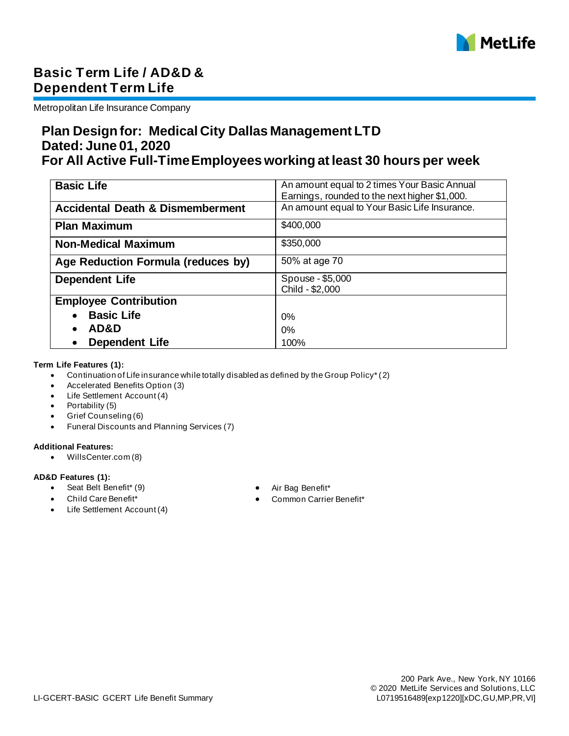# Basic Term Life / AD&D & Dependent Term Life

Metropolitan Life Insurance Company

## Plan Design for: Medical City Dallas Management LTD
## Dated: June 01, 2020
## For All Active Full-Time Employees working at least 30 hours per week

| | |
|---|---|
| **Basic Life** | An amount equal to 2 times Your Basic Annual Earnings, rounded to the next higher $1,000. |
| **Accidental Death & Dismemberment** | An amount equal to Your Basic Life Insurance. |
| **Plan Maximum** | $400,000 |
| **Non-Medical Maximum** | $350,000 |
| **Age Reduction Formula (reduces by)** | 50% at age 70 |
| **Dependent Life** | Spouse - $5,000<br>Child - $2,000 |
| **Employee Contribution** | |
| • **Basic Life** | 0% |
| • **AD&D** | 0% |
| • **Dependent Life** | 100% |

**Term Life Features (1):**

- Continuation of Life insurance while totally disabled as defined by the Group Policy* (2)
- Accelerated Benefits Option (3)
- Life Settlement Account (4)
- Portability (5)
- Grief Counseling (6)
- Funeral Discounts and Planning Services (7)

**Additional Features:**

- WillsCenter.com (8)

**AD&D Features (1):**

- Seat Belt Benefit* (9)
- Child Care Benefit*
- Life Settlement Account (4)
- Air Bag Benefit*
- Common Carrier Benefit*

200 Park Ave., New York, NY 10166
© 2020 MetLife Services and Solutions, LLC
LI-GCERT-BASIC GCERT Life Benefit Summary
L0719516489[exp1220][xDC,GU,MP,PR,VI]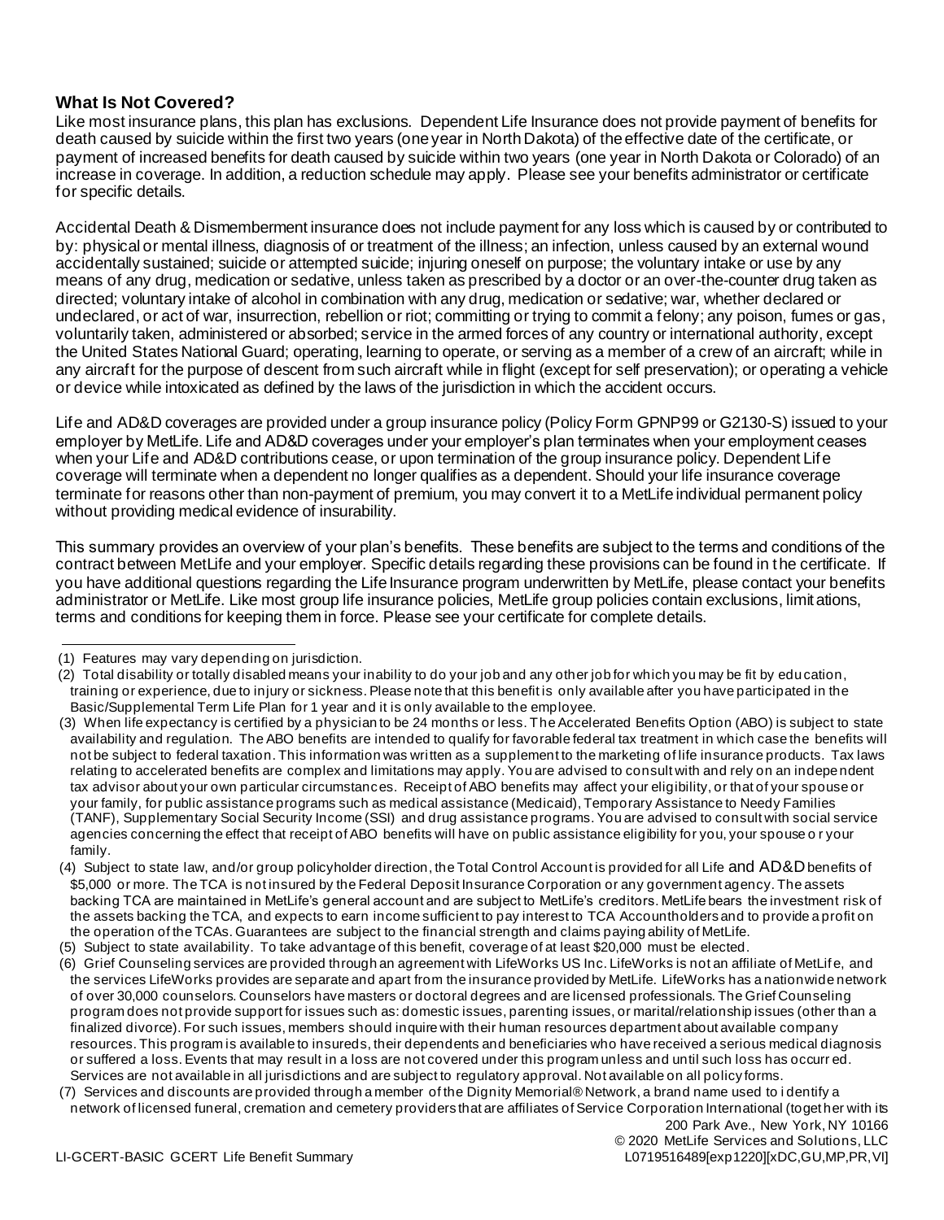### What Is Not Covered?

Like most insurance plans, this plan has exclusions. Dependent Life Insurance does not provide payment of benefits for death caused by suicide within the first two years (one year in North Dakota) of the effective date of the certificate, or payment of increased benefits for death caused by suicide within two years (one year in North Dakota or Colorado) of an increase in coverage. In addition, a reduction schedule may apply. Please see your benefits administrator or certificate for specific details.

Accidental Death & Dismemberment insurance does not include payment for any loss which is caused by or contributed to by: physical or mental illness, diagnosis of or treatment of the illness; an infection, unless caused by an external wound accidentally sustained; suicide or attempted suicide; injuring oneself on purpose; the voluntary intake or use by any means of any drug, medication or sedative, unless taken as prescribed by a doctor or an over-the-counter drug taken as directed; voluntary intake of alcohol in combination with any drug, medication or sedative; war, whether declared or undeclared, or act of war, insurrection, rebellion or riot; committing or trying to commit a felony; any poison, fumes or gas, voluntarily taken, administered or absorbed; service in the armed forces of any country or international authority, except the United States National Guard; operating, learning to operate, or serving as a member of a crew of an aircraft; while in any aircraft for the purpose of descent from such aircraft while in flight (except for self preservation); or operating a vehicle or device while intoxicated as defined by the laws of the jurisdiction in which the accident occurs.

Life and AD&D coverages are provided under a group insurance policy (Policy Form GPNP99 or G2130-S) issued to your employer by MetLife. Life and AD&D coverages under your employer's plan terminates when your employment ceases when your Life and AD&D contributions cease, or upon termination of the group insurance policy. Dependent Life coverage will terminate when a dependent no longer qualifies as a dependent. Should your life insurance coverage terminate for reasons other than non-payment of premium, you may convert it to a MetLife individual permanent policy without providing medical evidence of insurability.

This summary provides an overview of your plan's benefits. These benefits are subject to the terms and conditions of the contract between MetLife and your employer. Specific details regarding these provisions can be found in the certificate. If you have additional questions regarding the Life Insurance program underwritten by MetLife, please contact your benefits administrator or MetLife. Like most group life insurance policies, MetLife group policies contain exclusions, limitations, terms and conditions for keeping them in force. Please see your certificate for complete details.

---

(1) Features may vary depending on jurisdiction.

(2) Total disability or totally disabled means your inability to do your job and any other job for which you may be fit by education, training or experience, due to injury or sickness. Please note that this benefit is only available after you have participated in the Basic/Supplemental Term Life Plan for 1 year and it is only available to the employee.

(3) When life expectancy is certified by a physician to be 24 months or less. The Accelerated Benefits Option (ABO) is subject to state availability and regulation. The ABO benefits are intended to qualify for favorable federal tax treatment in which case the benefits will not be subject to federal taxation. This information was written as a supplement to the marketing of life insurance products. Tax laws relating to accelerated benefits are complex and limitations may apply. You are advised to consult with and rely on an independent tax advisor about your own particular circumstances. Receipt of ABO benefits may affect your eligibility, or that of your spouse or your family, for public assistance programs such as medical assistance (Medicaid), Temporary Assistance to Needy Families (TANF), Supplementary Social Security Income (SSI) and drug assistance programs. You are advised to consult with social service agencies concerning the effect that receipt of ABO benefits will have on public assistance eligibility for you, your spouse or your family.

(4) Subject to state law, and/or group policyholder direction, the Total Control Account is provided for all Life and AD&D benefits of $5,000 or more. The TCA is not insured by the Federal Deposit Insurance Corporation or any government agency. The assets backing TCA are maintained in MetLife's general account and are subject to MetLife's creditors. MetLife bears the investment risk of the assets backing the TCA, and expects to earn income sufficient to pay interest to TCA Accountholders and to provide a profit on the operation of the TCAs. Guarantees are subject to the financial strength and claims paying ability of MetLife.

(5) Subject to state availability. To take advantage of this benefit, coverage of at least $20,000 must be elected.

(6) Grief Counseling services are provided through an agreement with LifeWorks US Inc. LifeWorks is not an affiliate of MetLife, and the services LifeWorks provides are separate and apart from the insurance provided by MetLife. LifeWorks has a nationwide network of over 30,000 counselors. Counselors have masters or doctoral degrees and are licensed professionals. The Grief Counseling program does not provide support for issues such as: domestic issues, parenting issues, or marital/relationship issues (other than a finalized divorce). For such issues, members should inquire with their human resources department about available company resources. This program is available to insureds, their dependents and beneficiaries who have received a serious medical diagnosis or suffered a loss. Events that may result in a loss are not covered under this program unless and until such loss has occurred. Services are not available in all jurisdictions and are subject to regulatory approval. Not available on all policy forms.

(7) Services and discounts are provided through a member of the Dignity Memorial® Network, a brand name used to identify a network of licensed funeral, cremation and cemetery providers that are affiliates of Service Corporation International (together with its

200 Park Ave., New York, NY 10166
© 2020 MetLife Services and Solutions, LLC
LI-GCERT-BASIC GCERT Life Benefit Summary L0719516489[exp1220][xDC,GU,MP,PR,VI]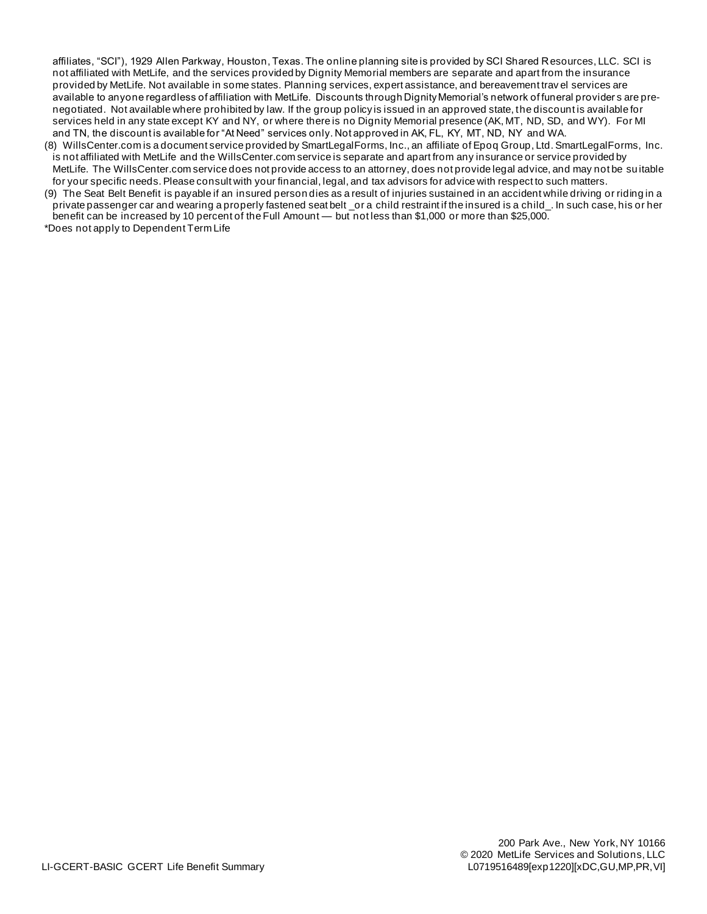affiliates, "SCI"), 1929 Allen Parkway, Houston, Texas. The online planning site is provided by SCI Shared Resources, LLC. SCI is not affiliated with MetLife, and the services provided by Dignity Memorial members are separate and apart from the insurance provided by MetLife. Not available in some states. Planning services, expert assistance, and bereavement travel services are available to anyone regardless of affiliation with MetLife. Discounts through Dignity Memorial's network of funeral providers are pre-negotiated. Not available where prohibited by law. If the group policy is issued in an approved state, the discount is available for services held in any state except KY and NY, or where there is no Dignity Memorial presence (AK, MT, ND, SD, and WY). For MI and TN, the discount is available for "At Need" services only. Not approved in AK, FL, KY, MT, ND, NY and WA.

(8) WillsCenter.com is a document service provided by SmartLegalForms, Inc., an affiliate of Epoq Group, Ltd. SmartLegalForms, Inc. is not affiliated with MetLife and the WillsCenter.com service is separate and apart from any insurance or service provided by MetLife. The WillsCenter.com service does not provide access to an attorney, does not provide legal advice, and may not be suitable for your specific needs. Please consult with your financial, legal, and tax advisors for advice with respect to such matters.

(9) The Seat Belt Benefit is payable if an insured person dies as a result of injuries sustained in an accident while driving or riding in a private passenger car and wearing a properly fastened seat belt _or a child restraint if the insured is a child_. In such case, his or her benefit can be increased by 10 percent of the Full Amount — but not less than $1,000 or more than $25,000.

*Does not apply to Dependent Term Life

LI-GCERT-BASIC GCERT Life Benefit Summary

200 Park Ave., New York, NY 10166
© 2020 MetLife Services and Solutions, LLC
L0719516489[exp1220][xDC,GU,MP,PR,VI]